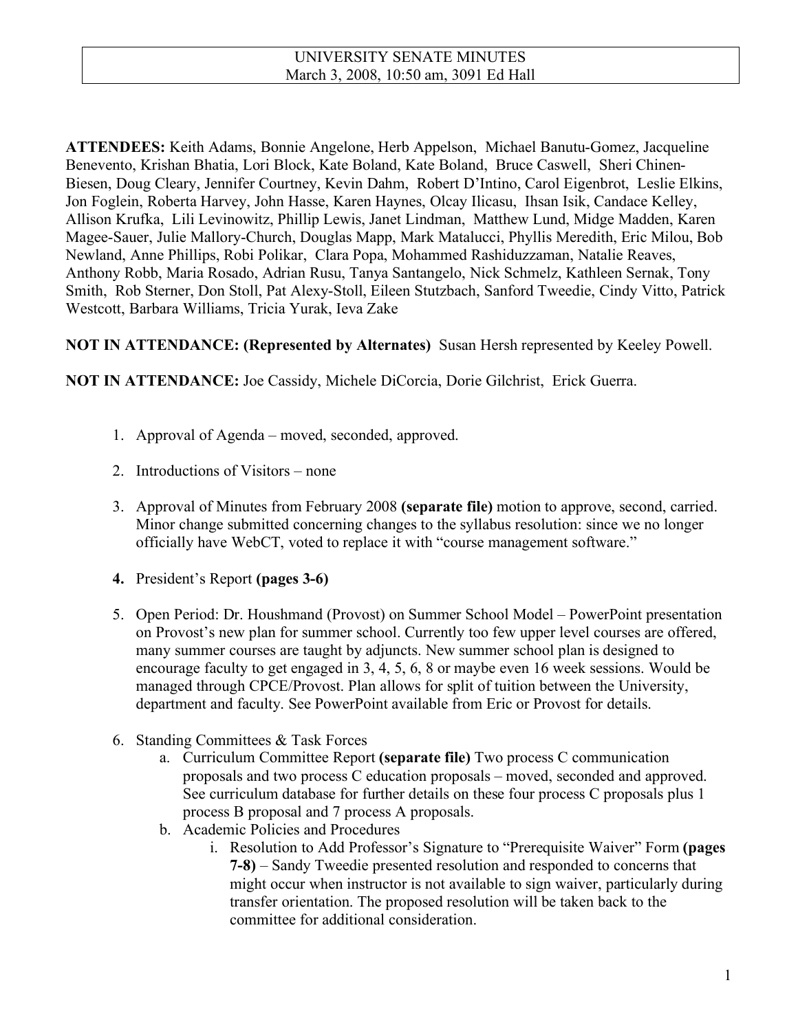# UNIVERSITY SENATE MINUTES
March 3, 2008, 10:50 am, 3091 Ed Hall

**ATTENDEES:** Keith Adams, Bonnie Angelone, Herb Appelson, Michael Banutu-Gomez, Jacqueline Benevento, Krishan Bhatia, Lori Block, Kate Boland, Kate Boland, Bruce Caswell, Sheri Chinen-Biesen, Doug Cleary, Jennifer Courtney, Kevin Dahm, Robert D'Intino, Carol Eigenbrot, Leslie Elkins, Jon Foglein, Roberta Harvey, John Hasse, Karen Haynes, Olcay Ilicasu, Ihsan Isik, Candace Kelley, Allison Krufka, Lili Levinowitz, Phillip Lewis, Janet Lindman, Matthew Lund, Midge Madden, Karen Magee-Sauer, Julie Mallory-Church, Douglas Mapp, Mark Matalucci, Phyllis Meredith, Eric Milou, Bob Newland, Anne Phillips, Robi Polikar, Clara Popa, Mohammed Rashiduzzaman, Natalie Reaves, Anthony Robb, Maria Rosado, Adrian Rusu, Tanya Santangelo, Nick Schmelz, Kathleen Sernak, Tony Smith, Rob Sterner, Don Stoll, Pat Alexy-Stoll, Eileen Stutzbach, Sanford Tweedie, Cindy Vitto, Patrick Westcott, Barbara Williams, Tricia Yurak, Ieva Zake

**NOT IN ATTENDANCE: (Represented by Alternates)** Susan Hersh represented by Keeley Powell.

**NOT IN ATTENDANCE:** Joe Cassidy, Michele DiCorcia, Dorie Gilchrist, Erick Guerra.

1. Approval of Agenda – moved, seconded, approved.
2. Introductions of Visitors – none
3. Approval of Minutes from February 2008 **(separate file)** motion to approve, second, carried. Minor change submitted concerning changes to the syllabus resolution: since we no longer officially have WebCT, voted to replace it with "course management software."
4. President's Report **(pages 3-6)**
5. Open Period: Dr. Houshmand (Provost) on Summer School Model – PowerPoint presentation on Provost's new plan for summer school. Currently too few upper level courses are offered, many summer courses are taught by adjuncts. New summer school plan is designed to encourage faculty to get engaged in 3, 4, 5, 6, 8 or maybe even 16 week sessions. Would be managed through CPCE/Provost. Plan allows for split of tuition between the University, department and faculty. See PowerPoint available from Eric or Provost for details.
6. Standing Committees & Task Forces
   a. Curriculum Committee Report **(separate file)** Two process C communication proposals and two process C education proposals – moved, seconded and approved. See curriculum database for further details on these four process C proposals plus 1 process B proposal and 7 process A proposals.
   b. Academic Policies and Procedures
      i. Resolution to Add Professor's Signature to "Prerequisite Waiver" Form **(pages 7-8)** – Sandy Tweedie presented resolution and responded to concerns that might occur when instructor is not available to sign waiver, particularly during transfer orientation. The proposed resolution will be taken back to the committee for additional consideration.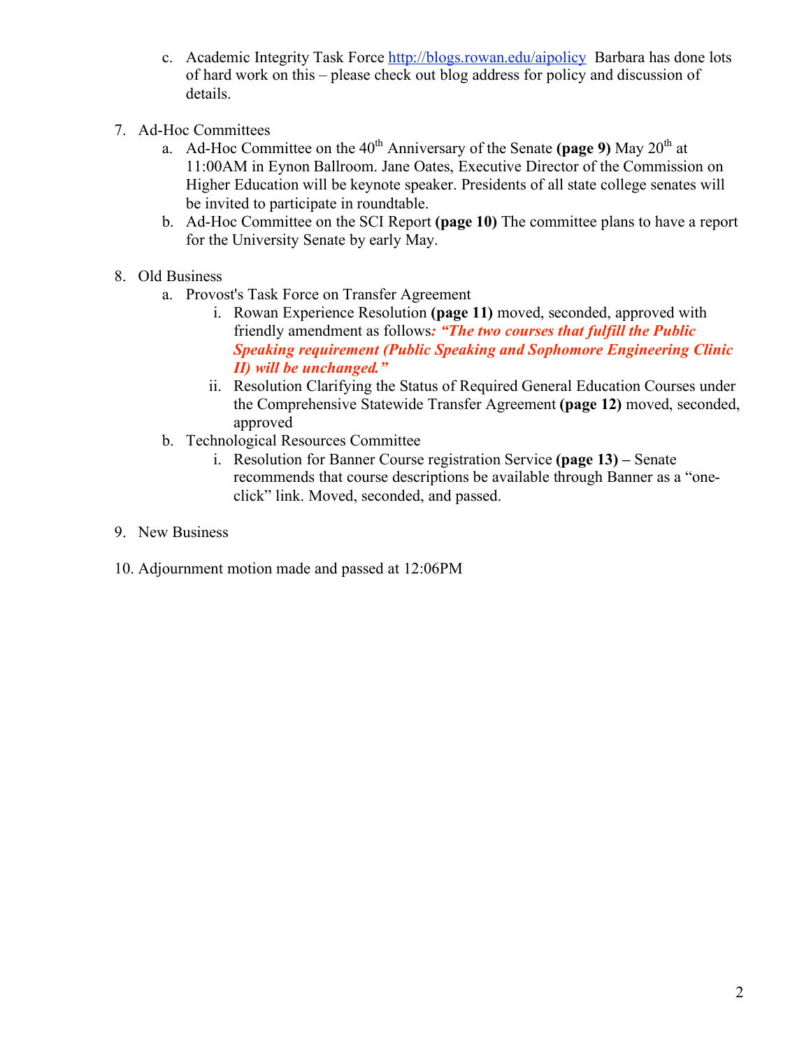c. Academic Integrity Task Force [http://blogs.rowan.edu/aipolicy](http://blogs.rowan.edu/aipolicy) Barbara has done lots of hard work on this – please check out blog address for policy and discussion of details.

7. Ad-Hoc Committees
   a. Ad-Hoc Committee on the 40th Anniversary of the Senate **(page 9)** May 20th at 11:00AM in Eynon Ballroom. Jane Oates, Executive Director of the Commission on Higher Education will be keynote speaker. Presidents of all state college senates will be invited to participate in roundtable.
   b. Ad-Hoc Committee on the SCI Report **(page 10)** The committee plans to have a report for the University Senate by early May.

8. Old Business
   a. Provost's Task Force on Transfer Agreement
      i. Rowan Experience Resolution **(page 11)** moved, seconded, approved with friendly amendment as follows***: "The two courses that fulfill the Public Speaking requirement (Public Speaking and Sophomore Engineering Clinic II) will be unchanged."***
      ii. Resolution Clarifying the Status of Required General Education Courses under the Comprehensive Statewide Transfer Agreement **(page 12)** moved, seconded, approved
   b. Technological Resources Committee
      i. Resolution for Banner Course registration Service **(page 13) –** Senate recommends that course descriptions be available through Banner as a "one-click" link. Moved, seconded, and passed.

9. New Business

10. Adjournment motion made and passed at 12:06PM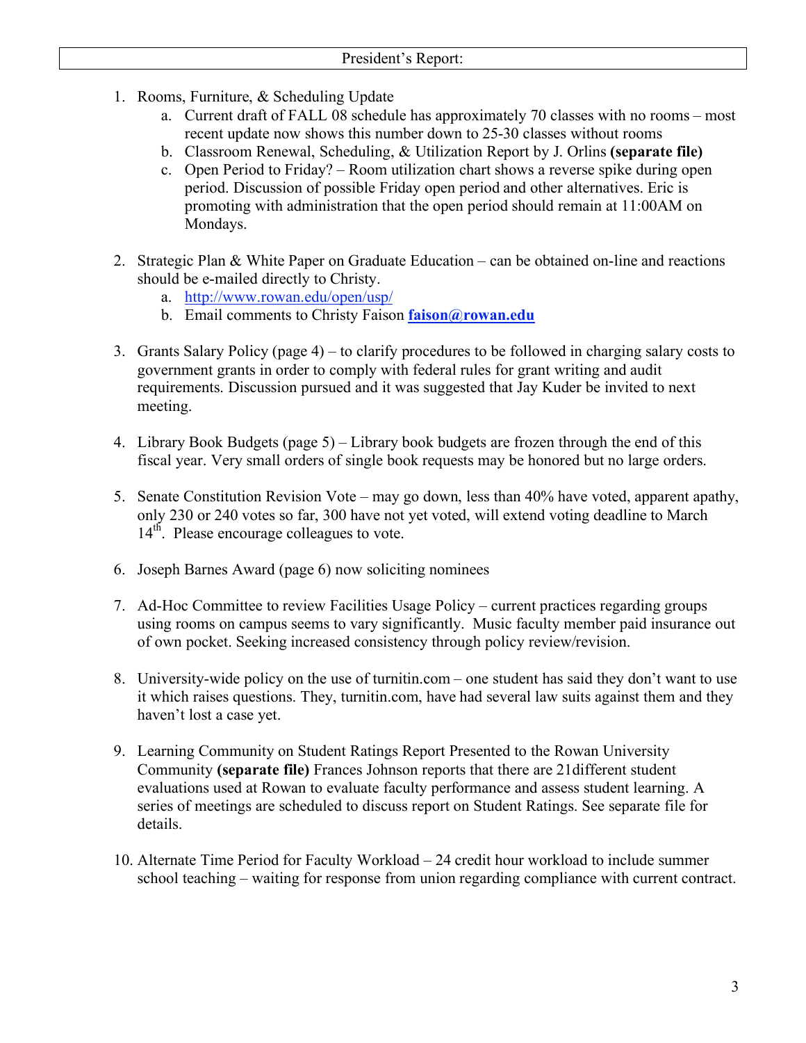## President's Report:

1. Rooms, Furniture, & Scheduling Update
   a. Current draft of FALL 08 schedule has approximately 70 classes with no rooms – most recent update now shows this number down to 25-30 classes without rooms
   b. Classroom Renewal, Scheduling, & Utilization Report by J. Orlins **(separate file)**
   c. Open Period to Friday? – Room utilization chart shows a reverse spike during open period. Discussion of possible Friday open period and other alternatives. Eric is promoting with administration that the open period should remain at 11:00AM on Mondays.

2. Strategic Plan & White Paper on Graduate Education – can be obtained on-line and reactions should be e-mailed directly to Christy.
   a. http://www.rowan.edu/open/usp/
   b. Email comments to Christy Faison **faison@rowan.edu**

3. Grants Salary Policy (page 4) – to clarify procedures to be followed in charging salary costs to government grants in order to comply with federal rules for grant writing and audit requirements. Discussion pursued and it was suggested that Jay Kuder be invited to next meeting.

4. Library Book Budgets (page 5) – Library book budgets are frozen through the end of this fiscal year. Very small orders of single book requests may be honored but no large orders.

5. Senate Constitution Revision Vote – may go down, less than 40% have voted, apparent apathy, only 230 or 240 votes so far, 300 have not yet voted, will extend voting deadline to March 14th. Please encourage colleagues to vote.

6. Joseph Barnes Award (page 6) now soliciting nominees

7. Ad-Hoc Committee to review Facilities Usage Policy – current practices regarding groups using rooms on campus seems to vary significantly. Music faculty member paid insurance out of own pocket. Seeking increased consistency through policy review/revision.

8. University-wide policy on the use of turnitin.com – one student has said they don't want to use it which raises questions. They, turnitin.com, have had several law suits against them and they haven't lost a case yet.

9. Learning Community on Student Ratings Report Presented to the Rowan University Community **(separate file)** Frances Johnson reports that there are 21different student evaluations used at Rowan to evaluate faculty performance and assess student learning. A series of meetings are scheduled to discuss report on Student Ratings. See separate file for details.

10. Alternate Time Period for Faculty Workload – 24 credit hour workload to include summer school teaching – waiting for response from union regarding compliance with current contract.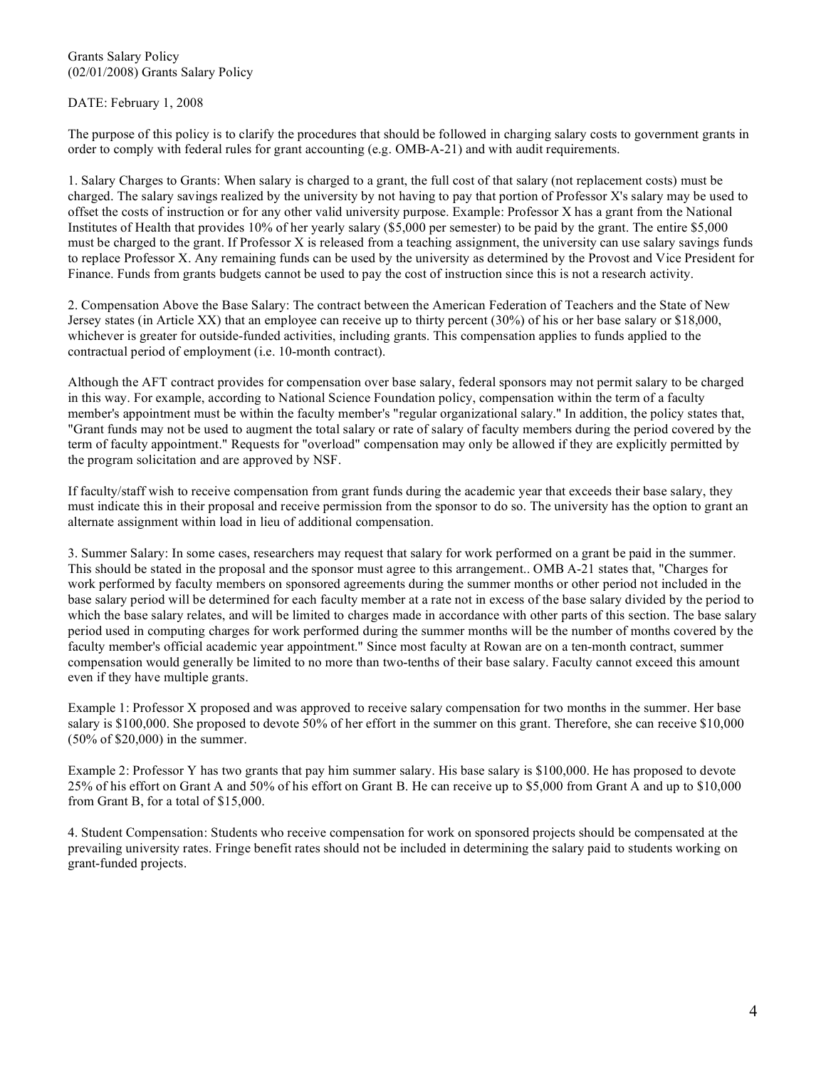Grants Salary Policy
(02/01/2008) Grants Salary Policy

DATE: February 1, 2008

The purpose of this policy is to clarify the procedures that should be followed in charging salary costs to government grants in order to comply with federal rules for grant accounting (e.g. OMB-A-21) and with audit requirements.

1. Salary Charges to Grants: When salary is charged to a grant, the full cost of that salary (not replacement costs) must be charged. The salary savings realized by the university by not having to pay that portion of Professor X's salary may be used to offset the costs of instruction or for any other valid university purpose. Example: Professor X has a grant from the National Institutes of Health that provides 10% of her yearly salary ($5,000 per semester) to be paid by the grant. The entire $5,000 must be charged to the grant. If Professor X is released from a teaching assignment, the university can use salary savings funds to replace Professor X. Any remaining funds can be used by the university as determined by the Provost and Vice President for Finance. Funds from grants budgets cannot be used to pay the cost of instruction since this is not a research activity.

2. Compensation Above the Base Salary: The contract between the American Federation of Teachers and the State of New Jersey states (in Article XX) that an employee can receive up to thirty percent (30%) of his or her base salary or $18,000, whichever is greater for outside-funded activities, including grants. This compensation applies to funds applied to the contractual period of employment (i.e. 10-month contract).

Although the AFT contract provides for compensation over base salary, federal sponsors may not permit salary to be charged in this way. For example, according to National Science Foundation policy, compensation within the term of a faculty member's appointment must be within the faculty member's "regular organizational salary." In addition, the policy states that, "Grant funds may not be used to augment the total salary or rate of salary of faculty members during the period covered by the term of faculty appointment." Requests for "overload" compensation may only be allowed if they are explicitly permitted by the program solicitation and are approved by NSF.

If faculty/staff wish to receive compensation from grant funds during the academic year that exceeds their base salary, they must indicate this in their proposal and receive permission from the sponsor to do so. The university has the option to grant an alternate assignment within load in lieu of additional compensation.

3. Summer Salary: In some cases, researchers may request that salary for work performed on a grant be paid in the summer. This should be stated in the proposal and the sponsor must agree to this arrangement.. OMB A-21 states that, "Charges for work performed by faculty members on sponsored agreements during the summer months or other period not included in the base salary period will be determined for each faculty member at a rate not in excess of the base salary divided by the period to which the base salary relates, and will be limited to charges made in accordance with other parts of this section. The base salary period used in computing charges for work performed during the summer months will be the number of months covered by the faculty member's official academic year appointment." Since most faculty at Rowan are on a ten-month contract, summer compensation would generally be limited to no more than two-tenths of their base salary. Faculty cannot exceed this amount even if they have multiple grants.

Example 1: Professor X proposed and was approved to receive salary compensation for two months in the summer. Her base salary is $100,000. She proposed to devote 50% of her effort in the summer on this grant. Therefore, she can receive $10,000 (50% of $20,000) in the summer.

Example 2: Professor Y has two grants that pay him summer salary. His base salary is $100,000. He has proposed to devote 25% of his effort on Grant A and 50% of his effort on Grant B. He can receive up to $5,000 from Grant A and up to $10,000 from Grant B, for a total of $15,000.

4. Student Compensation: Students who receive compensation for work on sponsored projects should be compensated at the prevailing university rates. Fringe benefit rates should not be included in determining the salary paid to students working on grant-funded projects.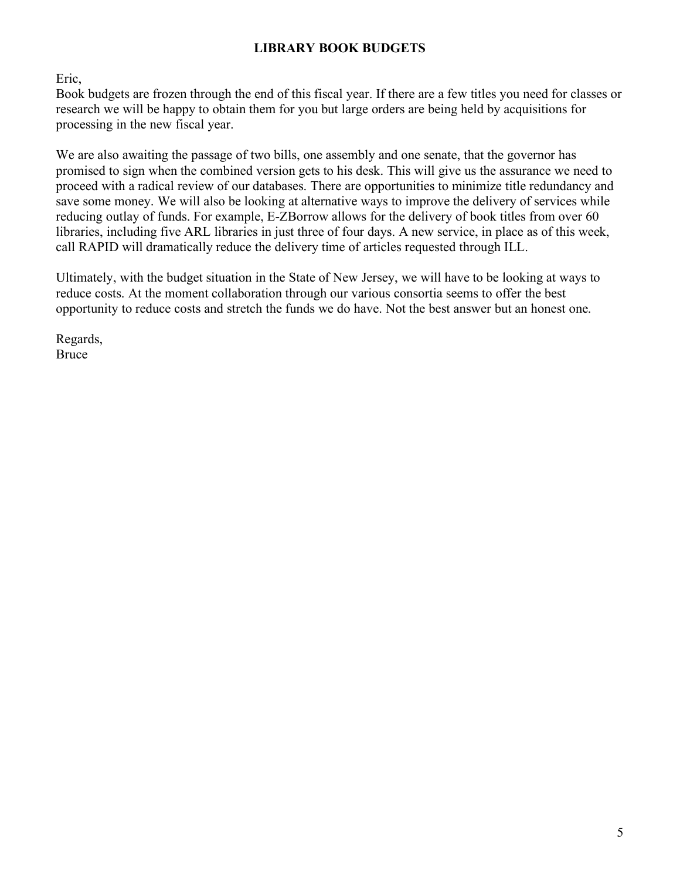## LIBRARY BOOK BUDGETS

Eric,
Book budgets are frozen through the end of this fiscal year. If there are a few titles you need for classes or research we will be happy to obtain them for you but large orders are being held by acquisitions for processing in the new fiscal year.

We are also awaiting the passage of two bills, one assembly and one senate, that the governor has promised to sign when the combined version gets to his desk. This will give us the assurance we need to proceed with a radical review of our databases. There are opportunities to minimize title redundancy and save some money. We will also be looking at alternative ways to improve the delivery of services while reducing outlay of funds. For example, E-ZBorrow allows for the delivery of book titles from over 60 libraries, including five ARL libraries in just three of four days. A new service, in place as of this week, call RAPID will dramatically reduce the delivery time of articles requested through ILL.

Ultimately, with the budget situation in the State of New Jersey, we will have to be looking at ways to reduce costs. At the moment collaboration through our various consortia seems to offer the best opportunity to reduce costs and stretch the funds we do have. Not the best answer but an honest one.

Regards,
Bruce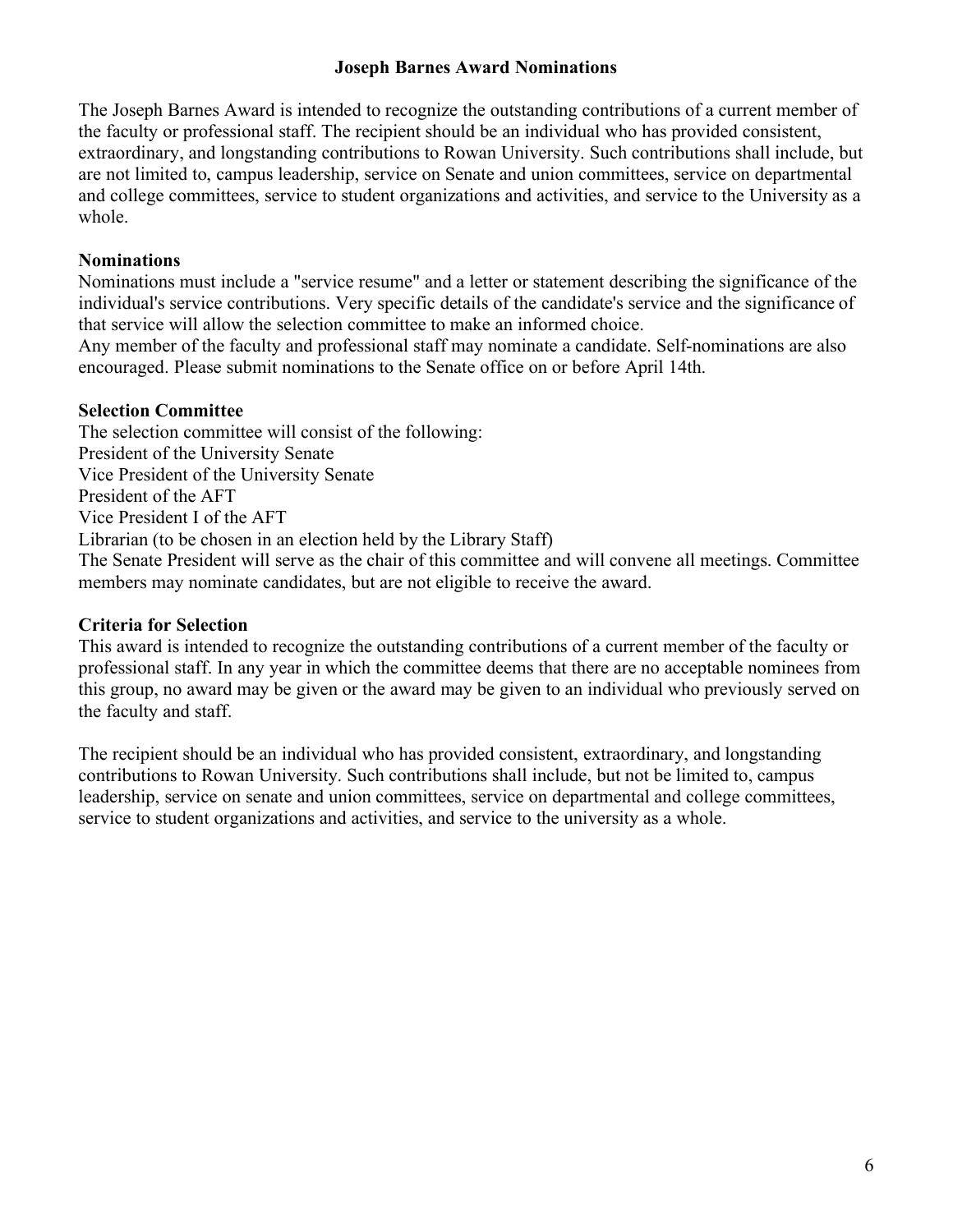## Joseph Barnes Award Nominations

The Joseph Barnes Award is intended to recognize the outstanding contributions of a current member of the faculty or professional staff. The recipient should be an individual who has provided consistent, extraordinary, and longstanding contributions to Rowan University. Such contributions shall include, but are not limited to, campus leadership, service on Senate and union committees, service on departmental and college committees, service to student organizations and activities, and service to the University as a whole.

### Nominations

Nominations must include a "service resume" and a letter or statement describing the significance of the individual's service contributions. Very specific details of the candidate's service and the significance of that service will allow the selection committee to make an informed choice.
Any member of the faculty and professional staff may nominate a candidate. Self-nominations are also encouraged. Please submit nominations to the Senate office on or before April 14th.

### Selection Committee

The selection committee will consist of the following:
President of the University Senate
Vice President of the University Senate
President of the AFT
Vice President I of the AFT
Librarian (to be chosen in an election held by the Library Staff)
The Senate President will serve as the chair of this committee and will convene all meetings. Committee members may nominate candidates, but are not eligible to receive the award.

### Criteria for Selection

This award is intended to recognize the outstanding contributions of a current member of the faculty or professional staff. In any year in which the committee deems that there are no acceptable nominees from this group, no award may be given or the award may be given to an individual who previously served on the faculty and staff.

The recipient should be an individual who has provided consistent, extraordinary, and longstanding contributions to Rowan University. Such contributions shall include, but not be limited to, campus leadership, service on senate and union committees, service on departmental and college committees, service to student organizations and activities, and service to the university as a whole.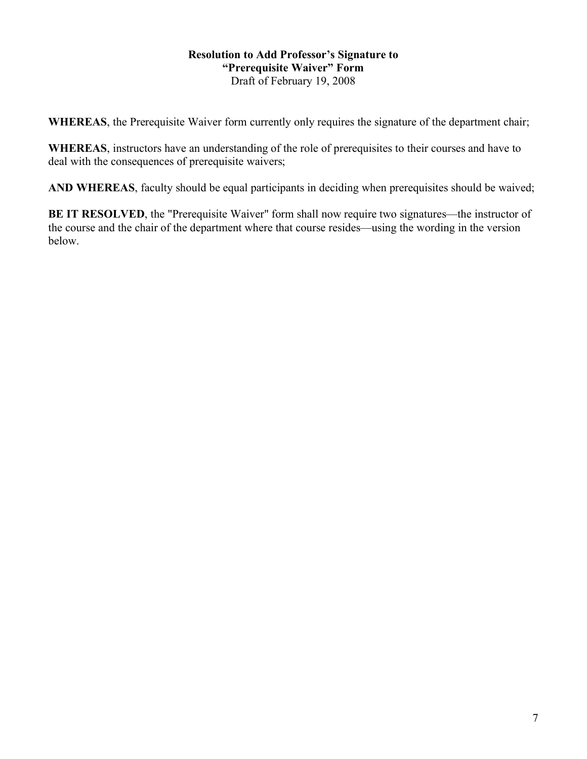**Resolution to Add Professor's Signature to**
**"Prerequisite Waiver" Form**
Draft of February 19, 2008

**WHEREAS**, the Prerequisite Waiver form currently only requires the signature of the department chair;

**WHEREAS**, instructors have an understanding of the role of prerequisites to their courses and have to deal with the consequences of prerequisite waivers;

**AND WHEREAS**, faculty should be equal participants in deciding when prerequisites should be waived;

**BE IT RESOLVED**, the "Prerequisite Waiver" form shall now require two signatures—the instructor of the course and the chair of the department where that course resides—using the wording in the version below.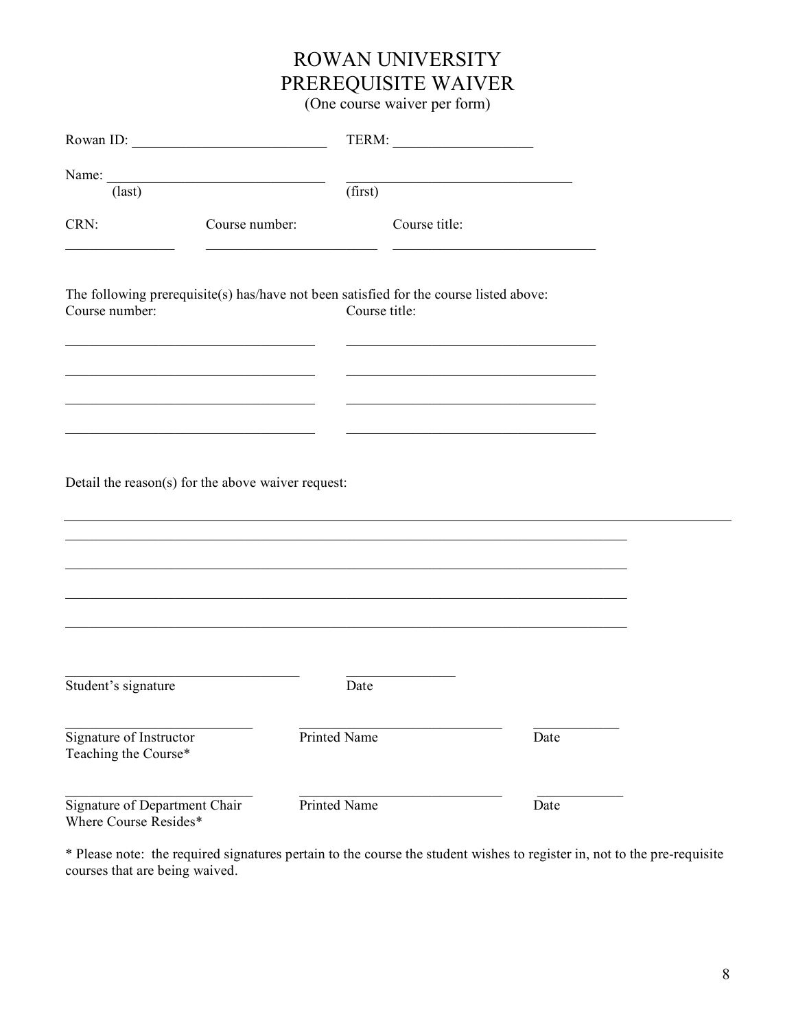# ROWAN UNIVERSITY
# PREREQUISITE WAIVER

(One course waiver per form)

Rowan ID: ___________________________ TERM: ___________________

Name: _______________________________ _______________________________
(last) (first)

CRN: _______________ Course number: _______________________ Course title: ____________________________

The following prerequisite(s) has/have not been satisfied for the course listed above:

Course number: Course title:

___________________________________ ___________________________________

___________________________________ ___________________________________

___________________________________ ___________________________________

___________________________________ ___________________________________

Detail the reason(s) for the above waiver request:

_____________________________________________________________________________

_____________________________________________________________________________

_____________________________________________________________________________

_____________________________________________________________________________

_____________________________________________________________________________

_________________________________ _______________
Student's signature Date

__________________________ ____________________________ ____________
Signature of Instructor Teaching the Course* Printed Name Date

__________________________ ____________________________ ____________
Signature of Department Chair Where Course Resides* Printed Name Date

* Please note: the required signatures pertain to the course the student wishes to register in, not to the pre-requisite courses that are being waived.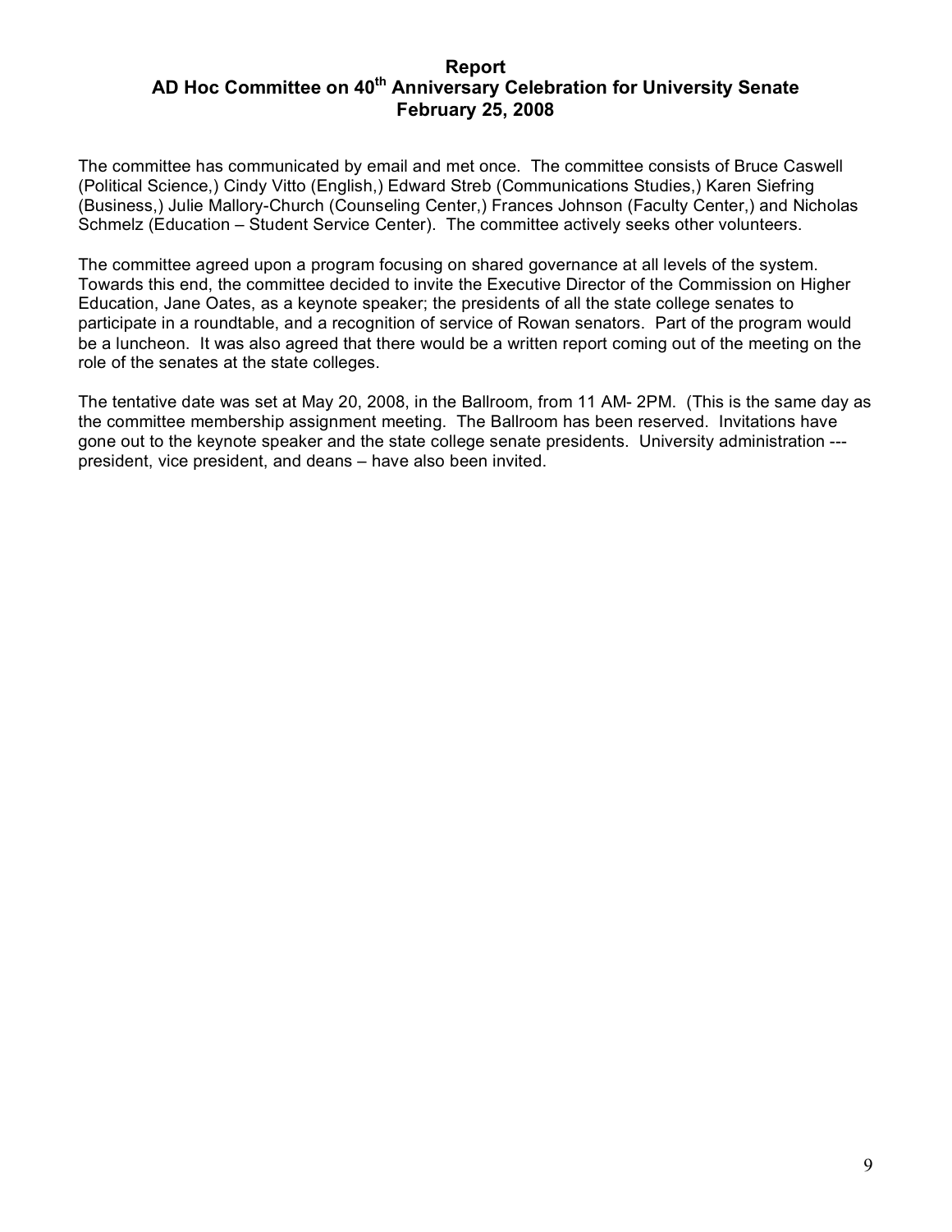**Report**
**AD Hoc Committee on 40th Anniversary Celebration for University Senate**
**February 25, 2008**

The committee has communicated by email and met once. The committee consists of Bruce Caswell (Political Science,) Cindy Vitto (English,) Edward Streb (Communications Studies,) Karen Siefring (Business,) Julie Mallory-Church (Counseling Center,) Frances Johnson (Faculty Center,) and Nicholas Schmelz (Education – Student Service Center). The committee actively seeks other volunteers.

The committee agreed upon a program focusing on shared governance at all levels of the system. Towards this end, the committee decided to invite the Executive Director of the Commission on Higher Education, Jane Oates, as a keynote speaker; the presidents of all the state college senates to participate in a roundtable, and a recognition of service of Rowan senators. Part of the program would be a luncheon. It was also agreed that there would be a written report coming out of the meeting on the role of the senates at the state colleges.

The tentative date was set at May 20, 2008, in the Ballroom, from 11 AM- 2PM. (This is the same day as the committee membership assignment meeting. The Ballroom has been reserved. Invitations have gone out to the keynote speaker and the state college senate presidents. University administration --- president, vice president, and deans – have also been invited.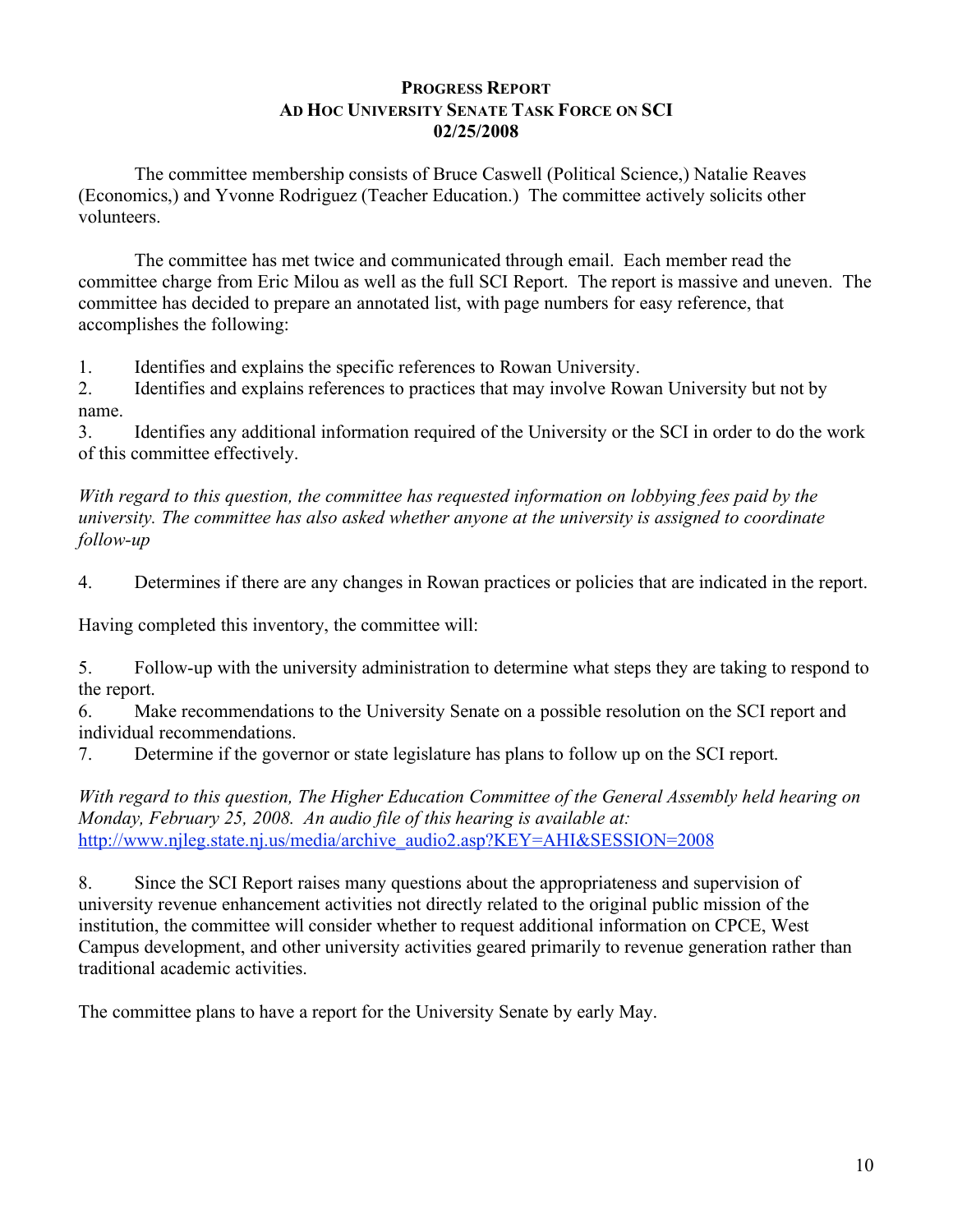**PROGRESS REPORT**
**AD HOC UNIVERSITY SENATE TASK FORCE ON SCI**
**02/25/2008**

The committee membership consists of Bruce Caswell (Political Science,) Natalie Reaves (Economics,) and Yvonne Rodriguez (Teacher Education.) The committee actively solicits other volunteers.

The committee has met twice and communicated through email. Each member read the committee charge from Eric Milou as well as the full SCI Report. The report is massive and uneven. The committee has decided to prepare an annotated list, with page numbers for easy reference, that accomplishes the following:

1. Identifies and explains the specific references to Rowan University.
2. Identifies and explains references to practices that may involve Rowan University but not by name.
3. Identifies any additional information required of the University or the SCI in order to do the work of this committee effectively.

*With regard to this question, the committee has requested information on lobbying fees paid by the university. The committee has also asked whether anyone at the university is assigned to coordinate follow-up*

4. Determines if there are any changes in Rowan practices or policies that are indicated in the report.

Having completed this inventory, the committee will:

5. Follow-up with the university administration to determine what steps they are taking to respond to the report.
6. Make recommendations to the University Senate on a possible resolution on the SCI report and individual recommendations.
7. Determine if the governor or state legislature has plans to follow up on the SCI report.

*With regard to this question, The Higher Education Committee of the General Assembly held hearing on Monday, February 25, 2008. An audio file of this hearing is available at:* http://www.njleg.state.nj.us/media/archive_audio2.asp?KEY=AHI&SESSION=2008

8. Since the SCI Report raises many questions about the appropriateness and supervision of university revenue enhancement activities not directly related to the original public mission of the institution, the committee will consider whether to request additional information on CPCE, West Campus development, and other university activities geared primarily to revenue generation rather than traditional academic activities.

The committee plans to have a report for the University Senate by early May.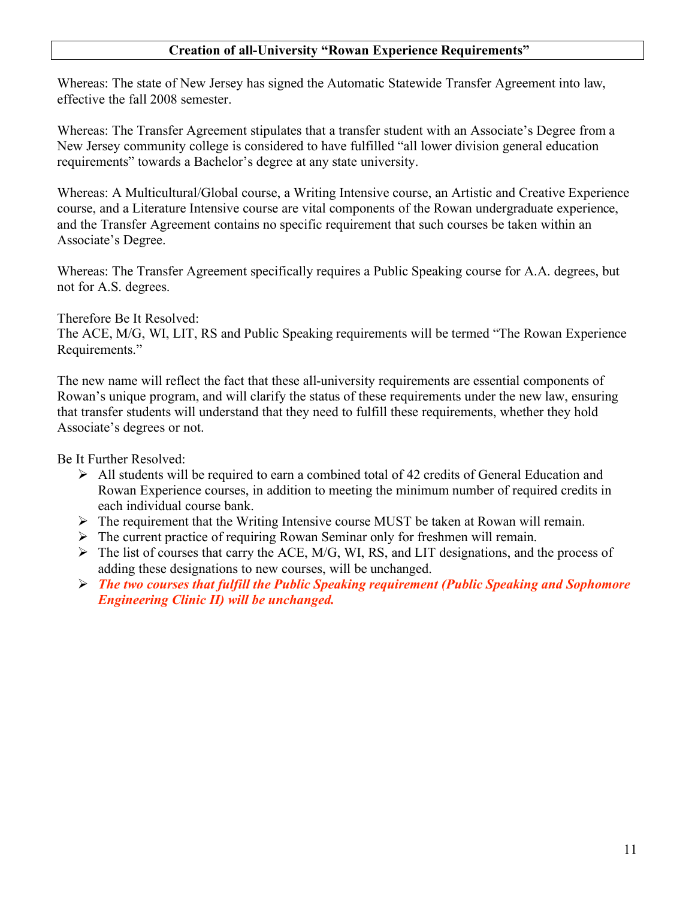## Creation of all-University "Rowan Experience Requirements"

Whereas: The state of New Jersey has signed the Automatic Statewide Transfer Agreement into law, effective the fall 2008 semester.

Whereas: The Transfer Agreement stipulates that a transfer student with an Associate's Degree from a New Jersey community college is considered to have fulfilled "all lower division general education requirements" towards a Bachelor's degree at any state university.

Whereas: A Multicultural/Global course, a Writing Intensive course, an Artistic and Creative Experience course, and a Literature Intensive course are vital components of the Rowan undergraduate experience, and the Transfer Agreement contains no specific requirement that such courses be taken within an Associate's Degree.

Whereas: The Transfer Agreement specifically requires a Public Speaking course for A.A. degrees, but not for A.S. degrees.

Therefore Be It Resolved:
The ACE, M/G, WI, LIT, RS and Public Speaking requirements will be termed "The Rowan Experience Requirements."

The new name will reflect the fact that these all-university requirements are essential components of Rowan's unique program, and will clarify the status of these requirements under the new law, ensuring that transfer students will understand that they need to fulfill these requirements, whether they hold Associate's degrees or not.

Be It Further Resolved:

- All students will be required to earn a combined total of 42 credits of General Education and Rowan Experience courses, in addition to meeting the minimum number of required credits in each individual course bank.
- The requirement that the Writing Intensive course MUST be taken at Rowan will remain.
- The current practice of requiring Rowan Seminar only for freshmen will remain.
- The list of courses that carry the ACE, M/G, WI, RS, and LIT designations, and the process of adding these designations to new courses, will be unchanged.
- ***The two courses that fulfill the Public Speaking requirement (Public Speaking and Sophomore Engineering Clinic II) will be unchanged.***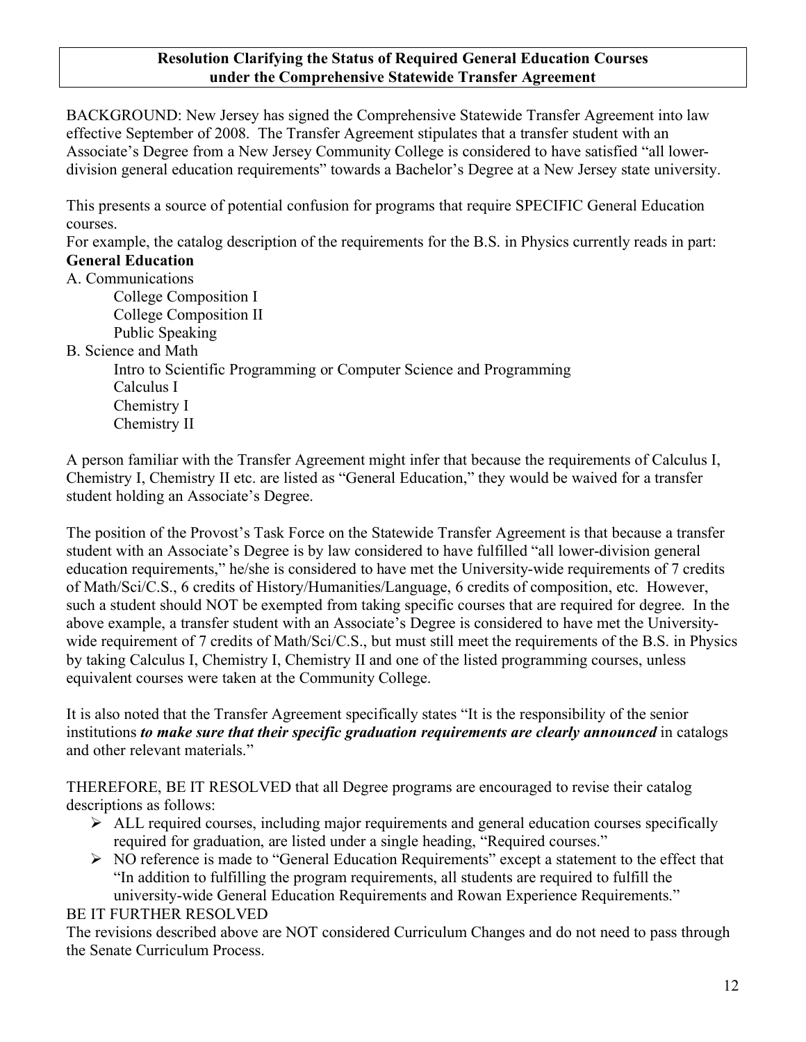**Resolution Clarifying the Status of Required General Education Courses under the Comprehensive Statewide Transfer Agreement**

BACKGROUND: New Jersey has signed the Comprehensive Statewide Transfer Agreement into law effective September of 2008. The Transfer Agreement stipulates that a transfer student with an Associate's Degree from a New Jersey Community College is considered to have satisfied "all lower-division general education requirements" towards a Bachelor's Degree at a New Jersey state university.

This presents a source of potential confusion for programs that require SPECIFIC General Education courses.

For example, the catalog description of the requirements for the B.S. in Physics currently reads in part:

**General Education**

A. Communications
- College Composition I
- College Composition II
- Public Speaking

B. Science and Math
- Intro to Scientific Programming or Computer Science and Programming
- Calculus I
- Chemistry I
- Chemistry II

A person familiar with the Transfer Agreement might infer that because the requirements of Calculus I, Chemistry I, Chemistry II etc. are listed as "General Education," they would be waived for a transfer student holding an Associate's Degree.

The position of the Provost's Task Force on the Statewide Transfer Agreement is that because a transfer student with an Associate's Degree is by law considered to have fulfilled "all lower-division general education requirements," he/she is considered to have met the University-wide requirements of 7 credits of Math/Sci/C.S., 6 credits of History/Humanities/Language, 6 credits of composition, etc. However, such a student should NOT be exempted from taking specific courses that are required for degree. In the above example, a transfer student with an Associate's Degree is considered to have met the University-wide requirement of 7 credits of Math/Sci/C.S., but must still meet the requirements of the B.S. in Physics by taking Calculus I, Chemistry I, Chemistry II and one of the listed programming courses, unless equivalent courses were taken at the Community College.

It is also noted that the Transfer Agreement specifically states "It is the responsibility of the senior institutions ***to make sure that their specific graduation requirements are clearly announced*** in catalogs and other relevant materials."

THEREFORE, BE IT RESOLVED that all Degree programs are encouraged to revise their catalog descriptions as follows:

- ALL required courses, including major requirements and general education courses specifically required for graduation, are listed under a single heading, "Required courses."
- NO reference is made to "General Education Requirements" except a statement to the effect that "In addition to fulfilling the program requirements, all students are required to fulfill the university-wide General Education Requirements and Rowan Experience Requirements."

BE IT FURTHER RESOLVED

The revisions described above are NOT considered Curriculum Changes and do not need to pass through the Senate Curriculum Process.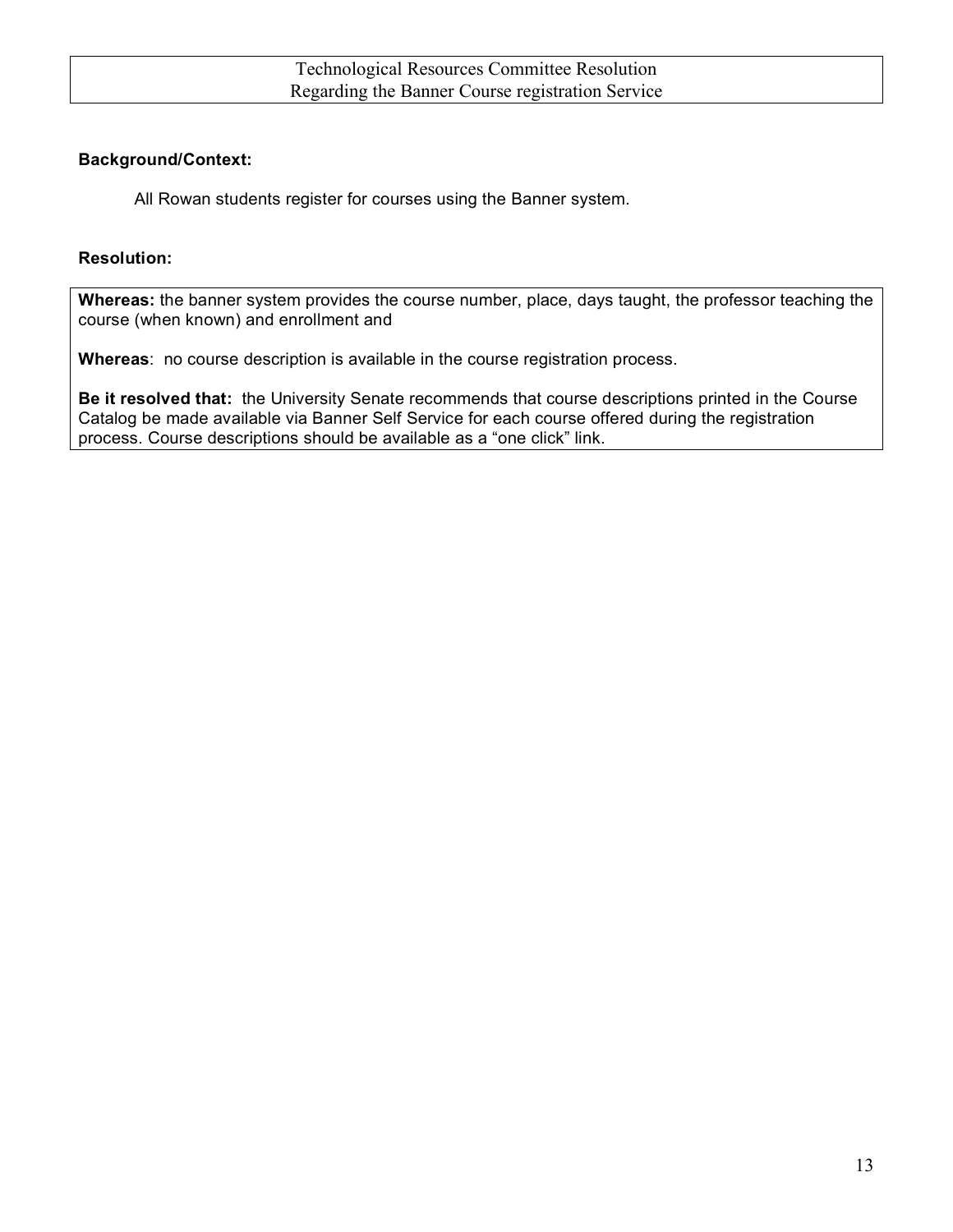Technological Resources Committee Resolution
Regarding the Banner Course registration Service

**Background/Context:**

All Rowan students register for courses using the Banner system.

**Resolution:**

**Whereas:** the banner system provides the course number, place, days taught, the professor teaching the course (when known) and enrollment and

**Whereas**: no course description is available in the course registration process.

**Be it resolved that:** the University Senate recommends that course descriptions printed in the Course Catalog be made available via Banner Self Service for each course offered during the registration process. Course descriptions should be available as a "one click" link.